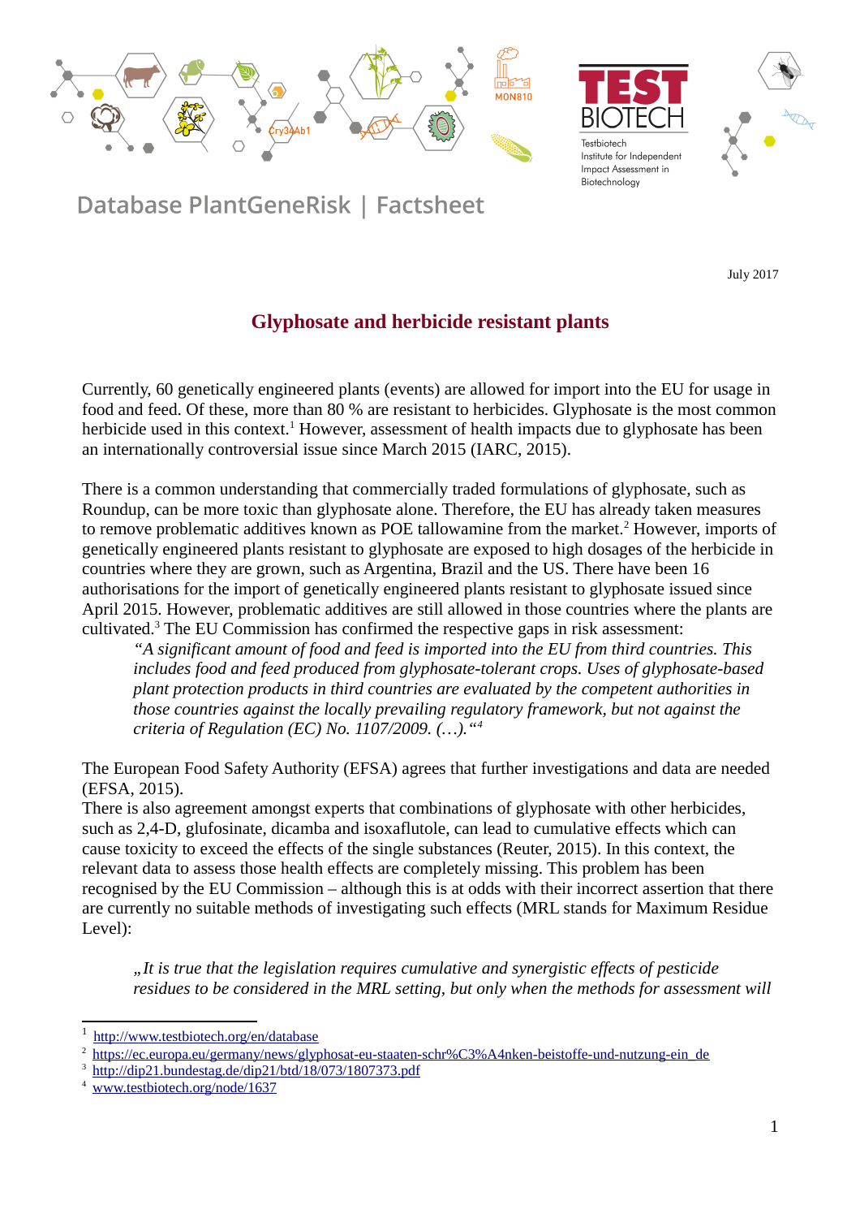Database PlantGeneRisk | Factsheet

July 2017

# Glyphosate and herbicide resistant plants

Currently, 60 genetically engineered plants (events) are allowed for import into the EU for usage in food and feed. Of these, more than 80 % are resistant to herbicides. Glyphosate is the most common herbicide used in this context.[1] However, assessment of health impacts due to glyphosate has been an internationally controversial issue since March 2015 (IARC, 2015).

There is a common understanding that commercially traded formulations of glyphosate, such as Roundup, can be more toxic than glyphosate alone. Therefore, the EU has already taken measures to remove problematic additives known as POE tallowamine from the market.[2] However, imports of genetically engineered plants resistant to glyphosate are exposed to high dosages of the herbicide in countries where they are grown, such as Argentina, Brazil and the US. There have been 16 authorisations for the import of genetically engineered plants resistant to glyphosate issued since April 2015. However, problematic additives are still allowed in those countries where the plants are cultivated.[3] The EU Commission has confirmed the respective gaps in risk assessment:

> *"A significant amount of food and feed is imported into the EU from third countries. This includes food and feed produced from glyphosate-tolerant crops. Uses of glyphosate-based plant protection products in third countries are evaluated by the competent authorities in those countries against the locally prevailing regulatory framework, but not against the criteria of Regulation (EC) No. 1107/2009. (…)."*[4]

The European Food Safety Authority (EFSA) agrees that further investigations and data are needed (EFSA, 2015).
There is also agreement amongst experts that combinations of glyphosate with other herbicides, such as 2,4-D, glufosinate, dicamba and isoxaflutole, can lead to cumulative effects which can cause toxicity to exceed the effects of the single substances (Reuter, 2015). In this context, the relevant data to assess those health effects are completely missing. This problem has been recognised by the EU Commission – although this is at odds with their incorrect assertion that there are currently no suitable methods of investigating such effects (MRL stands for Maximum Residue Level):

> *„It is true that the legislation requires cumulative and synergistic effects of pesticide residues to be considered in the MRL setting, but only when the methods for assessment will*

---

[1] http://www.testbiotech.org/en/database

[2] https://ec.europa.eu/germany/news/glyphosat-eu-staaten-schr%C3%A4nken-beistoffe-und-nutzung-ein_de

[3] http://dip21.bundestag.de/dip21/btd/18/073/1807373.pdf

[4] www.testbiotech.org/node/1637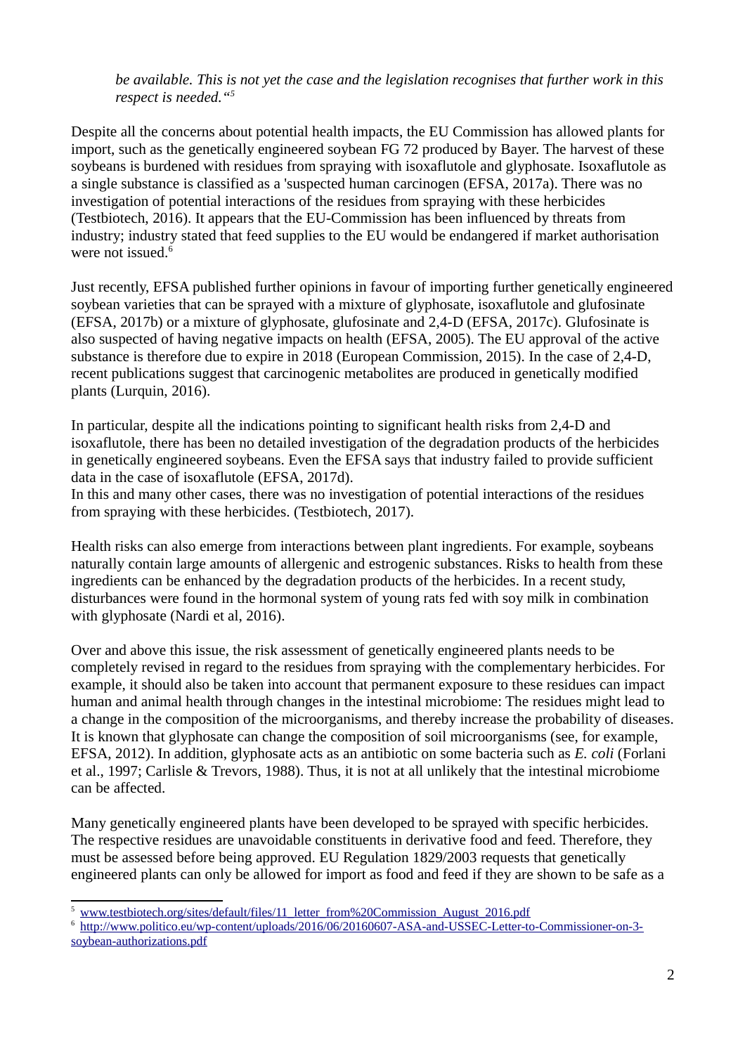*be available. This is not yet the case and the legislation recognises that further work in this respect is needed.*“[5]

Despite all the concerns about potential health impacts, the EU Commission has allowed plants for import, such as the genetically engineered soybean FG 72 produced by Bayer. The harvest of these soybeans is burdened with residues from spraying with isoxaflutole and glyphosate. Isoxaflutole as a single substance is classified as a 'suspected human carcinogen (EFSA, 2017a). There was no investigation of potential interactions of the residues from spraying with these herbicides (Testbiotech, 2016). It appears that the EU-Commission has been influenced by threats from industry; industry stated that feed supplies to the EU would be endangered if market authorisation were not issued.[6]

Just recently, EFSA published further opinions in favour of importing further genetically engineered soybean varieties that can be sprayed with a mixture of glyphosate, isoxaflutole and glufosinate (EFSA, 2017b) or a mixture of glyphosate, glufosinate and 2,4-D (EFSA, 2017c). Glufosinate is also suspected of having negative impacts on health (EFSA, 2005). The EU approval of the active substance is therefore due to expire in 2018 (European Commission, 2015). In the case of 2,4-D, recent publications suggest that carcinogenic metabolites are produced in genetically modified plants (Lurquin, 2016).

In particular, despite all the indications pointing to significant health risks from 2,4-D and isoxaflutole, there has been no detailed investigation of the degradation products of the herbicides in genetically engineered soybeans. Even the EFSA says that industry failed to provide sufficient data in the case of isoxaflutole (EFSA, 2017d).
In this and many other cases, there was no investigation of potential interactions of the residues from spraying with these herbicides. (Testbiotech, 2017).

Health risks can also emerge from interactions between plant ingredients. For example, soybeans naturally contain large amounts of allergenic and estrogenic substances. Risks to health from these ingredients can be enhanced by the degradation products of the herbicides. In a recent study, disturbances were found in the hormonal system of young rats fed with soy milk in combination with glyphosate (Nardi et al, 2016).

Over and above this issue, the risk assessment of genetically engineered plants needs to be completely revised in regard to the residues from spraying with the complementary herbicides. For example, it should also be taken into account that permanent exposure to these residues can impact human and animal health through changes in the intestinal microbiome: The residues might lead to a change in the composition of the microorganisms, and thereby increase the probability of diseases. It is known that glyphosate can change the composition of soil microorganisms (see, for example, EFSA, 2012). In addition, glyphosate acts as an antibiotic on some bacteria such as *E. coli* (Forlani et al., 1997; Carlisle & Trevors, 1988). Thus, it is not at all unlikely that the intestinal microbiome can be affected.

Many genetically engineered plants have been developed to be sprayed with specific herbicides. The respective residues are unavoidable constituents in derivative food and feed. Therefore, they must be assessed before being approved. EU Regulation 1829/2003 requests that genetically engineered plants can only be allowed for import as food and feed if they are shown to be safe as a

[5] www.testbiotech.org/sites/default/files/11_letter_from%20Commission_August_2016.pdf

[6] http://www.politico.eu/wp-content/uploads/2016/06/20160607-ASA-and-USSEC-Letter-to-Commissioner-on-3-soybean-authorizations.pdf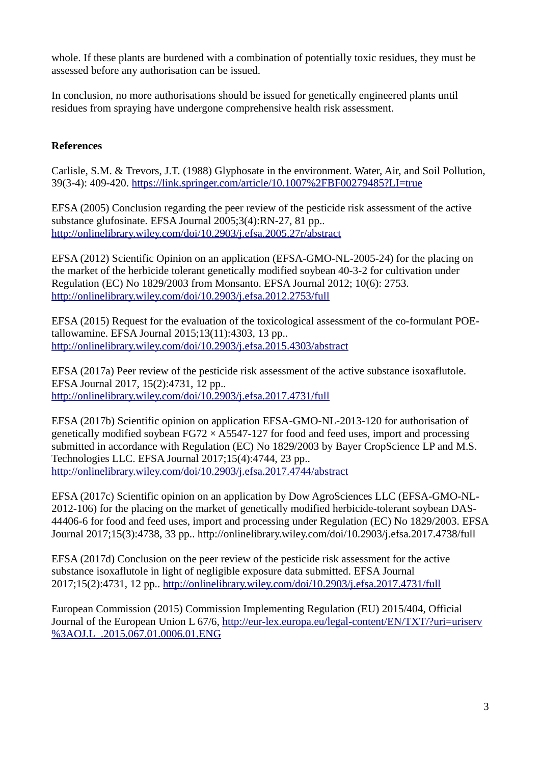whole. If these plants are burdened with a combination of potentially toxic residues, they must be assessed before any authorisation can be issued.

In conclusion, no more authorisations should be issued for genetically engineered plants until residues from spraying have undergone comprehensive health risk assessment.

### References

Carlisle, S.M. & Trevors, J.T. (1988) Glyphosate in the environment. Water, Air, and Soil Pollution, 39(3-4): 409-420. https://link.springer.com/article/10.1007%2FBF00279485?LI=true

EFSA (2005) Conclusion regarding the peer review of the pesticide risk assessment of the active substance glufosinate. EFSA Journal 2005;3(4):RN-27, 81 pp.. http://onlinelibrary.wiley.com/doi/10.2903/j.efsa.2005.27r/abstract

EFSA (2012) Scientific Opinion on an application (EFSA-GMO-NL-2005-24) for the placing on the market of the herbicide tolerant genetically modified soybean 40-3-2 for cultivation under Regulation (EC) No 1829/2003 from Monsanto. EFSA Journal 2012; 10(6): 2753. http://onlinelibrary.wiley.com/doi/10.2903/j.efsa.2012.2753/full

EFSA (2015) Request for the evaluation of the toxicological assessment of the co-formulant POE-tallowamine. EFSA Journal 2015;13(11):4303, 13 pp.. http://onlinelibrary.wiley.com/doi/10.2903/j.efsa.2015.4303/abstract

EFSA (2017a) Peer review of the pesticide risk assessment of the active substance isoxaflutole. EFSA Journal 2017, 15(2):4731, 12 pp.. http://onlinelibrary.wiley.com/doi/10.2903/j.efsa.2017.4731/full

EFSA (2017b) Scientific opinion on application EFSA-GMO-NL-2013-120 for authorisation of genetically modified soybean FG72 × A5547-127 for food and feed uses, import and processing submitted in accordance with Regulation (EC) No 1829/2003 by Bayer CropScience LP and M.S. Technologies LLC. EFSA Journal 2017;15(4):4744, 23 pp.. http://onlinelibrary.wiley.com/doi/10.2903/j.efsa.2017.4744/abstract

EFSA (2017c) Scientific opinion on an application by Dow AgroSciences LLC (EFSA-GMO-NL-2012-106) for the placing on the market of genetically modified herbicide-tolerant soybean DAS-44406-6 for food and feed uses, import and processing under Regulation (EC) No 1829/2003. EFSA Journal 2017;15(3):4738, 33 pp.. http://onlinelibrary.wiley.com/doi/10.2903/j.efsa.2017.4738/full

EFSA (2017d) Conclusion on the peer review of the pesticide risk assessment for the active substance isoxaflutole in light of negligible exposure data submitted. EFSA Journal 2017;15(2):4731, 12 pp.. http://onlinelibrary.wiley.com/doi/10.2903/j.efsa.2017.4731/full

European Commission (2015) Commission Implementing Regulation (EU) 2015/404, Official Journal of the European Union L 67/6, http://eur-lex.europa.eu/legal-content/EN/TXT/?uri=uriserv%3AOJ.L_.2015.067.01.0006.01.ENG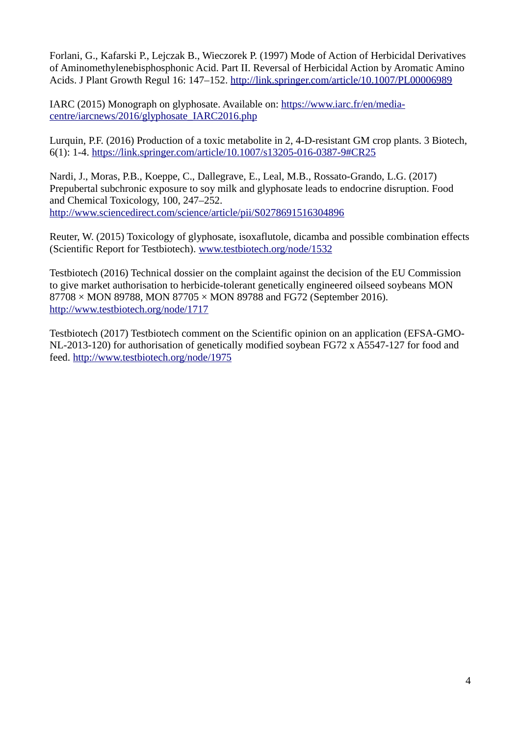Forlani, G., Kafarski P., Lejczak B., Wieczorek P. (1997) Mode of Action of Herbicidal Derivatives of Aminomethylenebisphosphonic Acid. Part II. Reversal of Herbicidal Action by Aromatic Amino Acids. J Plant Growth Regul 16: 147–152. http://link.springer.com/article/10.1007/PL00006989

IARC (2015) Monograph on glyphosate. Available on: https://www.iarc.fr/en/media-centre/iarcnews/2016/glyphosate_IARC2016.php

Lurquin, P.F. (2016) Production of a toxic metabolite in 2, 4-D-resistant GM crop plants. 3 Biotech, 6(1): 1-4. https://link.springer.com/article/10.1007/s13205-016-0387-9#CR25

Nardi, J., Moras, P.B., Koeppe, C., Dallegrave, E., Leal, M.B., Rossato-Grando, L.G. (2017) Prepubertal subchronic exposure to soy milk and glyphosate leads to endocrine disruption. Food and Chemical Toxicology, 100, 247–252. http://www.sciencedirect.com/science/article/pii/S0278691516304896

Reuter, W. (2015) Toxicology of glyphosate, isoxaflutole, dicamba and possible combination effects (Scientific Report for Testbiotech). www.testbiotech.org/node/1532

Testbiotech (2016) Technical dossier on the complaint against the decision of the EU Commission to give market authorisation to herbicide-tolerant genetically engineered oilseed soybeans MON 87708 × MON 89788, MON 87705 × MON 89788 and FG72 (September 2016). http://www.testbiotech.org/node/1717

Testbiotech (2017) Testbiotech comment on the Scientific opinion on an application (EFSA-GMO-NL-2013-120) for authorisation of genetically modified soybean FG72 x A5547-127 for food and feed. http://www.testbiotech.org/node/1975